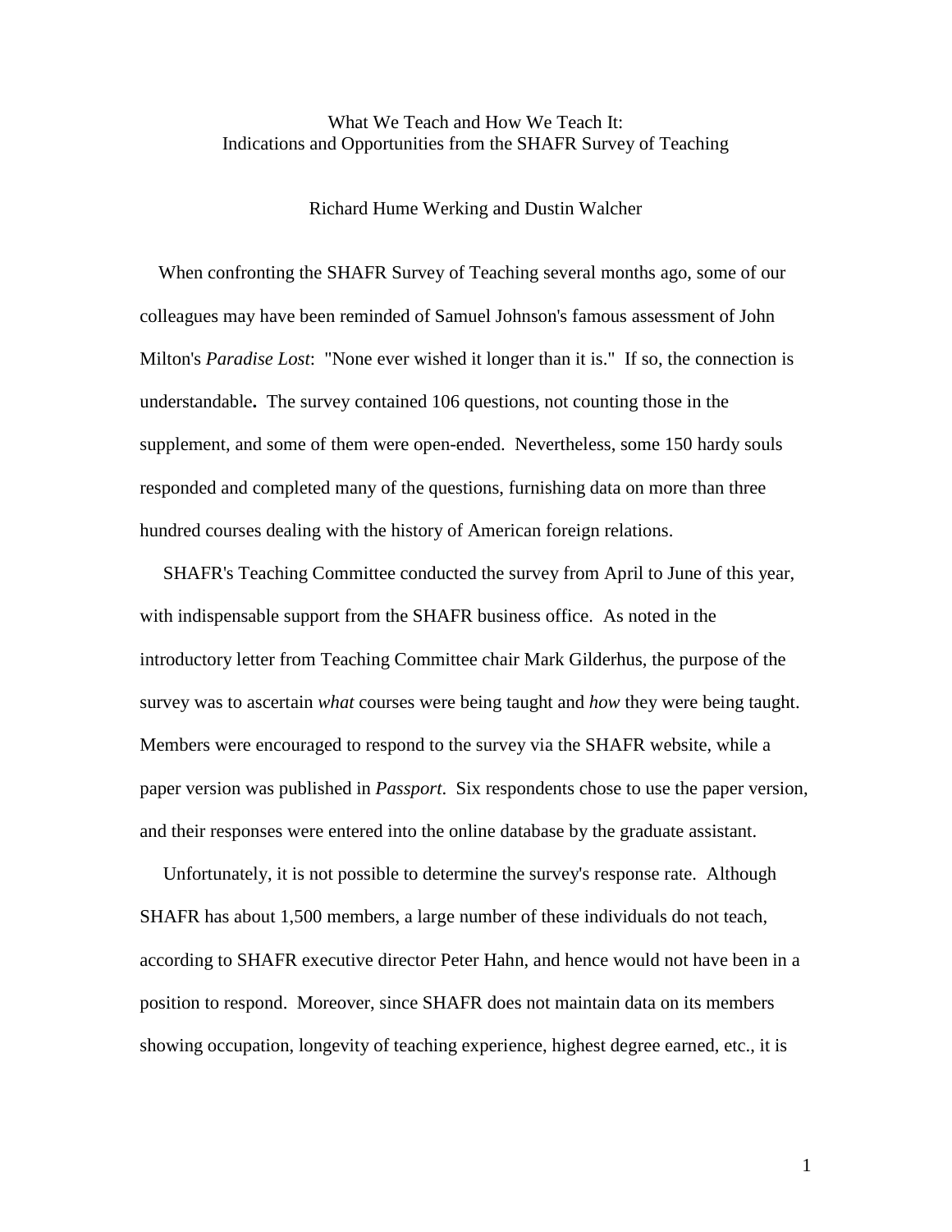# What We Teach and How We Teach It: Indications and Opportunities from the SHAFR Survey of Teaching

Richard Hume Werking and Dustin Walcher

When confronting the SHAFR Survey of Teaching several months ago, some of our colleagues may have been reminded of Samuel Johnson's famous assessment of John Milton's *Paradise Lost*: "None ever wished it longer than it is." If so, the connection is understandable**.** The survey contained 106 questions, not counting those in the supplement, and some of them were open-ended. Nevertheless, some 150 hardy souls responded and completed many of the questions, furnishing data on more than three hundred courses dealing with the history of American foreign relations.

SHAFR's Teaching Committee conducted the survey from April to June of this year, with indispensable support from the SHAFR business office. As noted in the introductory letter from Teaching Committee chair Mark Gilderhus, the purpose of the survey was to ascertain *what* courses were being taught and *how* they were being taught. Members were encouraged to respond to the survey via the SHAFR website, while a paper version was published in *Passport*. Six respondents chose to use the paper version, and their responses were entered into the online database by the graduate assistant.

Unfortunately, it is not possible to determine the survey's response rate. Although SHAFR has about 1,500 members, a large number of these individuals do not teach, according to SHAFR executive director Peter Hahn, and hence would not have been in a position to respond. Moreover, since SHAFR does not maintain data on its members showing occupation, longevity of teaching experience, highest degree earned, etc., it is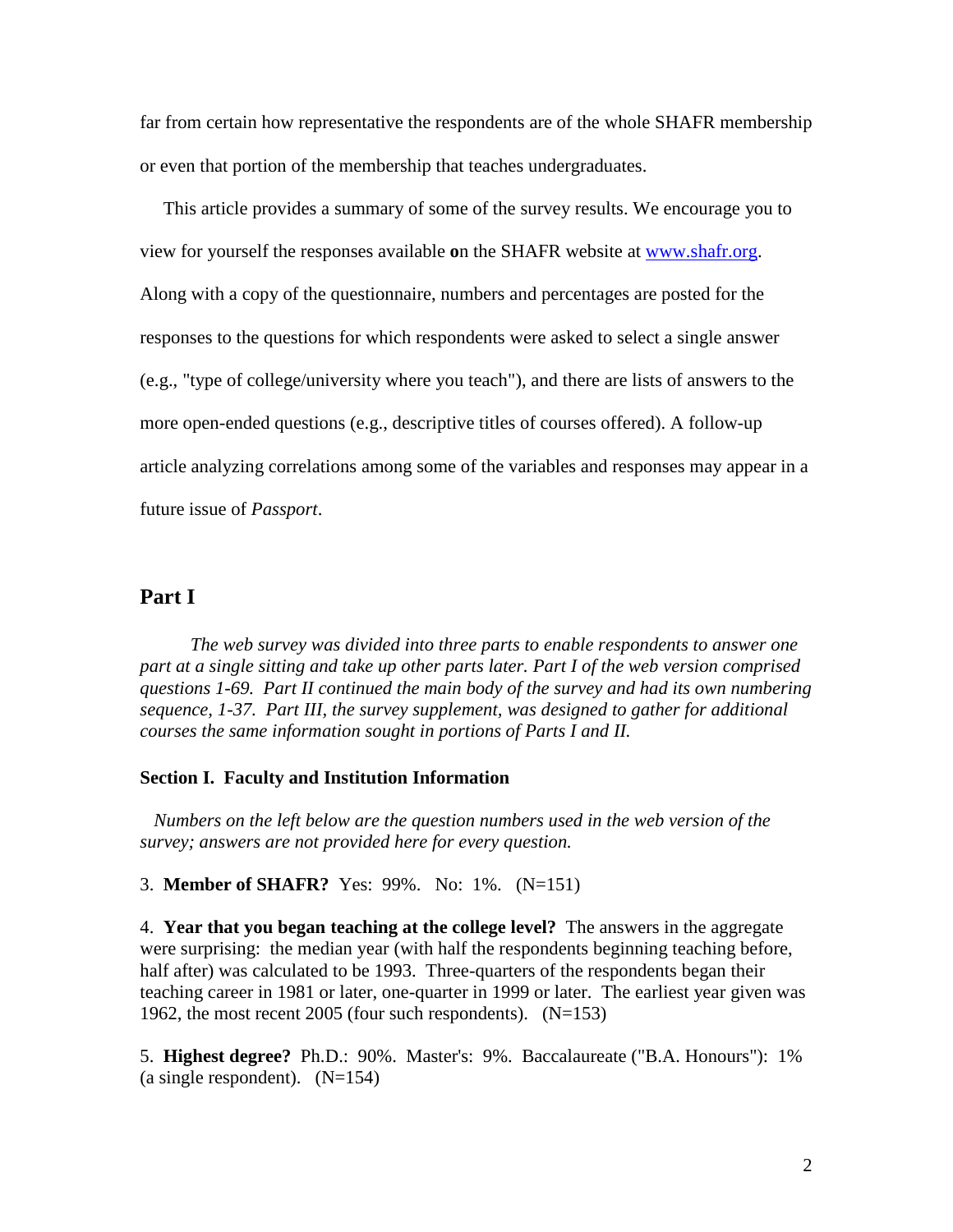far from certain how representative the respondents are of the whole SHAFR membership or even that portion of the membership that teaches undergraduates.

This article provides a summary of some of the survey results. We encourage you to view for yourself the responses available **o**n the SHAFR website at [www.shafr.org](http://www.shafr.org). Along with a copy of the questionnaire, numbers and percentages are posted for the responses to the questions for which respondents were asked to select a single answer (e.g., "type of college/university where you teach"), and there are lists of answers to the more open-ended questions (e.g., descriptive titles of courses offered). A follow-up article analyzing correlations among some of the variables and responses may appear in a future issue of *Passport*.

## Part I

*The web survey was divided into three parts to enable respondents to answer one part at a single sitting and take up other parts later. Part I of the web version comprised questions 1-69. Part II continued the main body of the survey and had its own numbering sequence, 1-37. Part III, the survey supplement, was designed to gather for additional courses the same information sought in portions of Parts I and II.*

### Section I. Faculty and Institution Information

*Numbers on the left below are the question numbers used in the web version of the survey; answers are not provided here for every question.*

3. **Member of SHAFR?** Yes: 99%. No: 1%. (N=151)

4. **Year that you began teaching at the college level?** The answers in the aggregate were surprising: the median year (with half the respondents beginning teaching before, half after) was calculated to be 1993. Three-quarters of the respondents began their teaching career in 1981 or later, one-quarter in 1999 or later. The earliest year given was 1962, the most recent 2005 (four such respondents). (N=153)

5. **Highest degree?** Ph.D.: 90%. Master's: 9%. Baccalaureate ("B.A. Honours"): 1% (a single respondent). (N=154)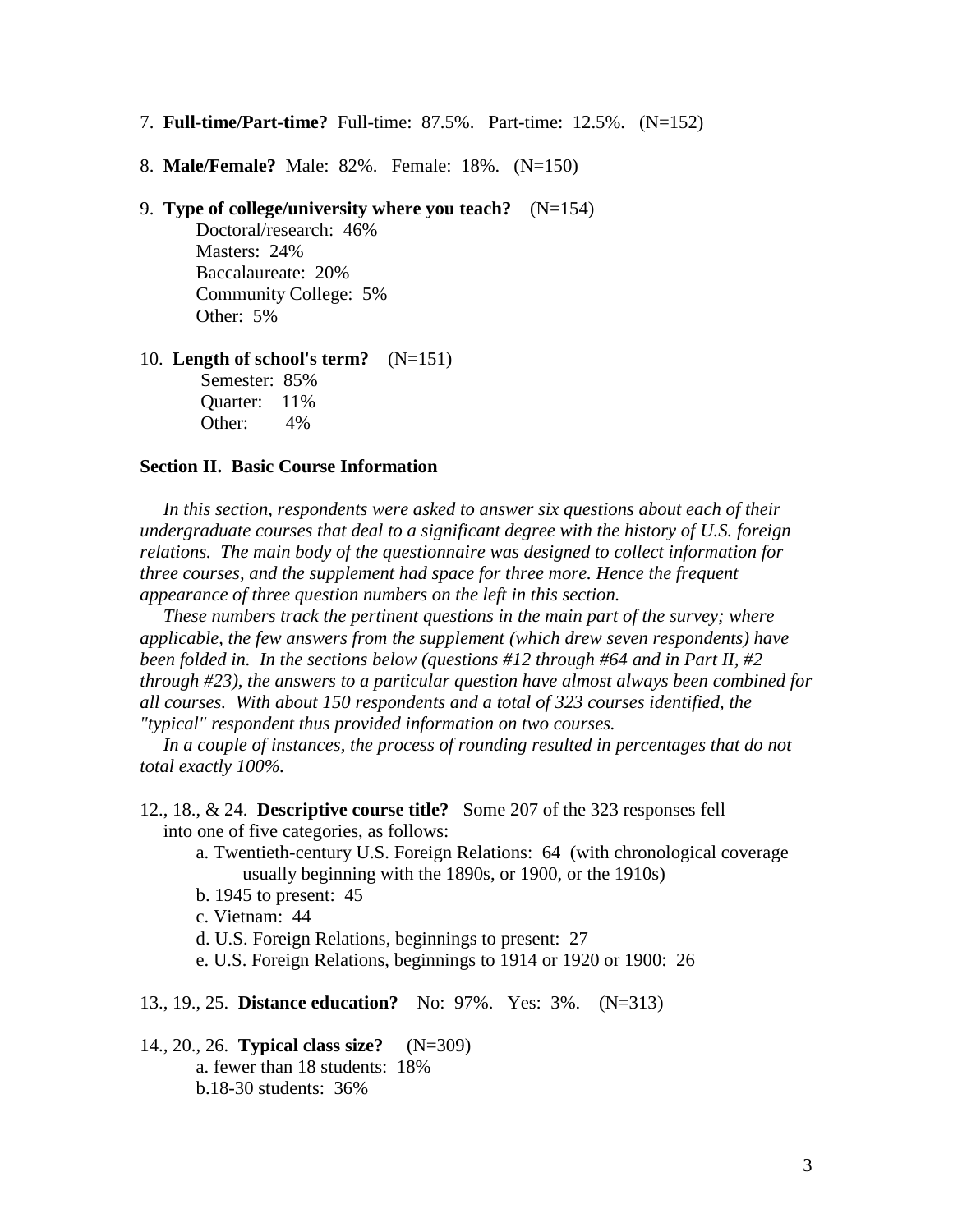7. **Full-time/Part-time?** Full-time: 87.5%. Part-time: 12.5%. (N=152)

8. **Male/Female?** Male: 82%. Female: 18%. (N=150)

9. **Type of college/university where you teach?** (N=154)
   - Doctoral/research: 46%
   - Masters: 24%
   - Baccalaureate: 20%
   - Community College: 5%
   - Other: 5%

10. **Length of school's term?** (N=151)
   - Semester: 85%
   - Quarter: 11%
   - Other: 4%

**Section II. Basic Course Information**

*In this section, respondents were asked to answer six questions about each of their undergraduate courses that deal to a significant degree with the history of U.S. foreign relations. The main body of the questionnaire was designed to collect information for three courses, and the supplement had space for three more. Hence the frequent appearance of three question numbers on the left in this section.*

*These numbers track the pertinent questions in the main part of the survey; where applicable, the few answers from the supplement (which drew seven respondents) have been folded in. In the sections below (questions #12 through #64 and in Part II, #2 through #23), the answers to a particular question have almost always been combined for all courses. With about 150 respondents and a total of 323 courses identified, the "typical" respondent thus provided information on two courses.*

*In a couple of instances, the process of rounding resulted in percentages that do not total exactly 100%.*

12., 18., & 24. **Descriptive course title?** Some 207 of the 323 responses fell into one of five categories, as follows:
   - a. Twentieth-century U.S. Foreign Relations: 64 (with chronological coverage usually beginning with the 1890s, or 1900, or the 1910s)
   - b. 1945 to present: 45
   - c. Vietnam: 44
   - d. U.S. Foreign Relations, beginnings to present: 27
   - e. U.S. Foreign Relations, beginnings to 1914 or 1920 or 1900: 26

13., 19., 25. **Distance education?** No: 97%. Yes: 3%. (N=313)

14., 20., 26. **Typical class size?** (N=309)
   - a. fewer than 18 students: 18%
   - b.18-30 students: 36%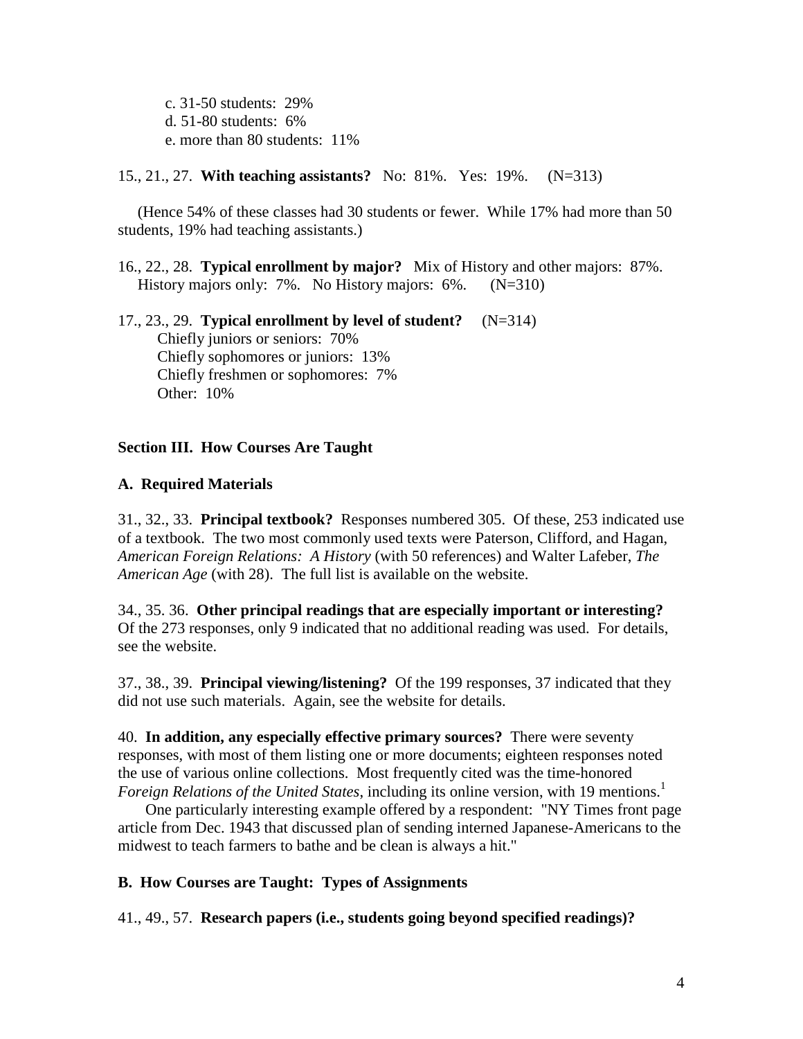c. 31-50 students: 29%
d. 51-80 students: 6%
e. more than 80 students: 11%

15., 21., 27. **With teaching assistants?** No: 81%. Yes: 19%. (N=313)

(Hence 54% of these classes had 30 students or fewer. While 17% had more than 50 students, 19% had teaching assistants.)

16., 22., 28. **Typical enrollment by major?** Mix of History and other majors: 87%. History majors only: 7%. No History majors: 6%. (N=310)

17., 23., 29. **Typical enrollment by level of student?** (N=314)
Chiefly juniors or seniors: 70%
Chiefly sophomores or juniors: 13%
Chiefly freshmen or sophomores: 7%
Other: 10%

**Section III. How Courses Are Taught**

**A. Required Materials**

31., 32., 33. **Principal textbook?** Responses numbered 305. Of these, 253 indicated use of a textbook. The two most commonly used texts were Paterson, Clifford, and Hagan, *American Foreign Relations: A History* (with 50 references) and Walter Lafeber, *The American Age* (with 28). The full list is available on the website.

34., 35. 36. **Other principal readings that are especially important or interesting?** Of the 273 responses, only 9 indicated that no additional reading was used. For details, see the website.

37., 38., 39. **Principal viewing/listening?** Of the 199 responses, 37 indicated that they did not use such materials. Again, see the website for details.

40. **In addition, any especially effective primary sources?** There were seventy responses, with most of them listing one or more documents; eighteen responses noted the use of various online collections. Most frequently cited was the time-honored *Foreign Relations of the United States*, including its online version, with 19 mentions.[1]

One particularly interesting example offered by a respondent: "NY Times front page article from Dec. 1943 that discussed plan of sending interned Japanese-Americans to the midwest to teach farmers to bathe and be clean is always a hit."

**B. How Courses are Taught: Types of Assignments**

41., 49., 57. **Research papers (i.e., students going beyond specified readings)?**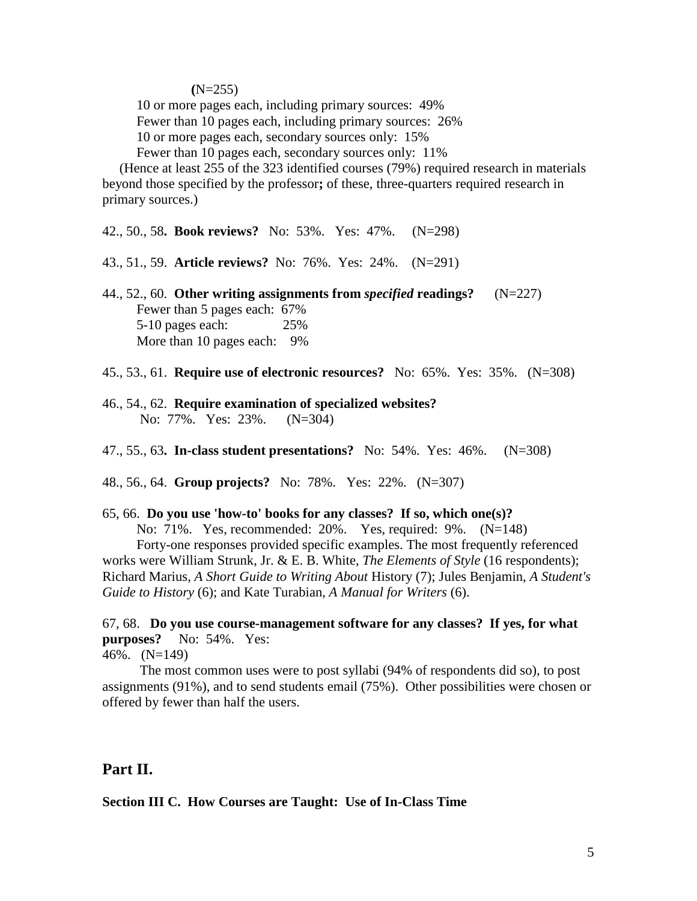(N=255)

10 or more pages each, including primary sources: 49%
Fewer than 10 pages each, including primary sources: 26%
10 or more pages each, secondary sources only: 15%
Fewer than 10 pages each, secondary sources only: 11%

(Hence at least 255 of the 323 identified courses (79%) required research in materials beyond those specified by the professor**;** of these, three-quarters required research in primary sources.)

42., 50., 58**. Book reviews?** No: 53%. Yes: 47%. (N=298)

43., 51., 59. **Article reviews?** No: 76%. Yes: 24%. (N=291)

44., 52., 60. **Other writing assignments from *specified* readings?** (N=227)

Fewer than 5 pages each: 67%
5-10 pages each: 25%
More than 10 pages each: 9%

45., 53., 61. **Require use of electronic resources?** No: 65%. Yes: 35%. (N=308)

46., 54., 62. **Require examination of specialized websites?**
No: 77%. Yes: 23%. (N=304)

47., 55., 63**. In-class student presentations?** No: 54%. Yes: 46%. (N=308)

48., 56., 64. **Group projects?** No: 78%. Yes: 22%. (N=307)

65, 66. **Do you use 'how-to' books for any classes? If so, which one(s)?**

No: 71%. Yes, recommended: 20%. Yes, required: 9%. (N=148)

Forty-one responses provided specific examples. The most frequently referenced works were William Strunk, Jr. & E. B. White, *The Elements of Style* (16 respondents); Richard Marius, *A Short Guide to Writing About* History (7); Jules Benjamin, *A Student's Guide to History* (6); and Kate Turabian, *A Manual for Writers* (6).

67, 68. **Do you use course-management software for any classes? If yes, for what purposes?** No: 54%. Yes: 46%. (N=149)

The most common uses were to post syllabi (94% of respondents did so), to post assignments (91%), and to send students email (75%). Other possibilities were chosen or offered by fewer than half the users.

## Part II.

**Section III C. How Courses are Taught: Use of In-Class Time**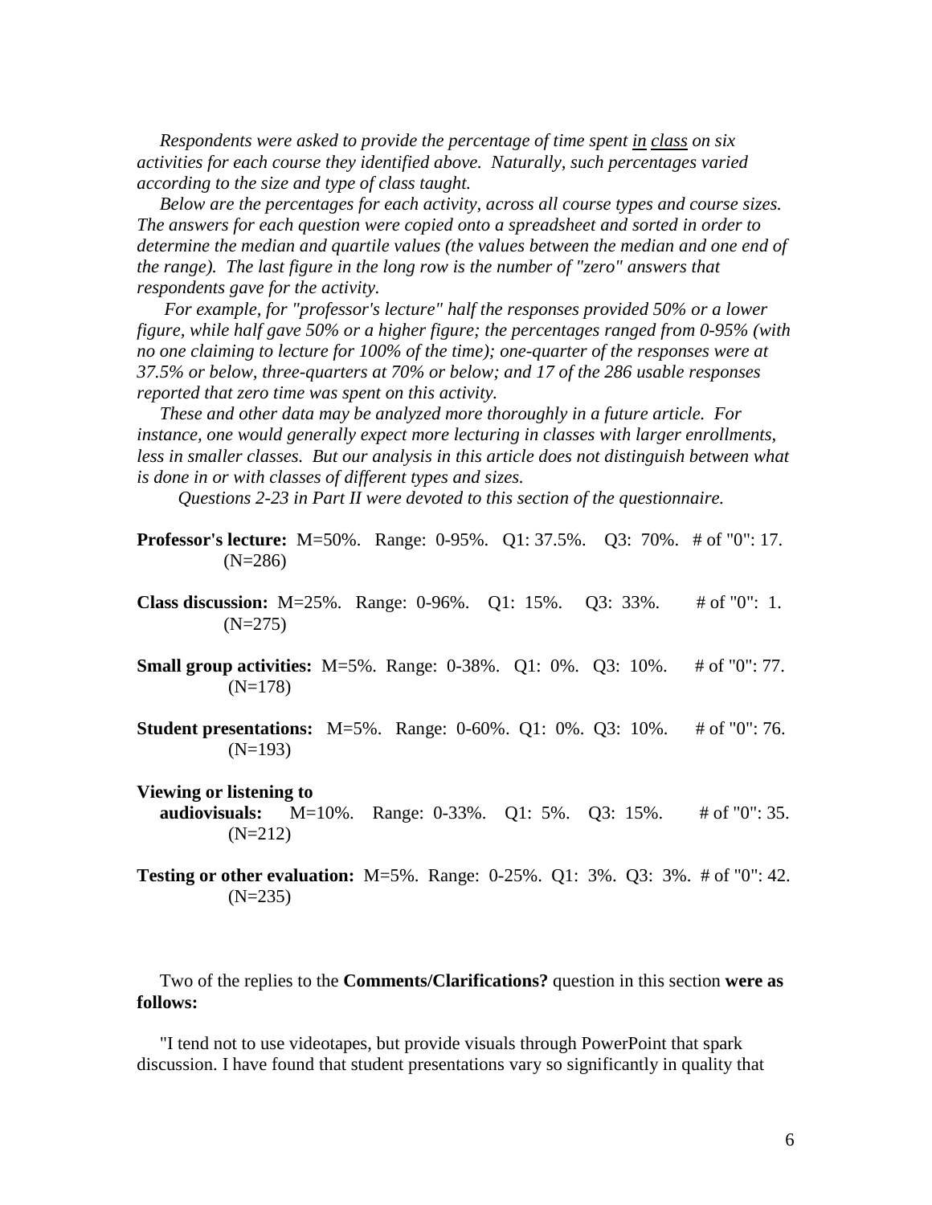*Respondents were asked to provide the percentage of time spent in class on six activities for each course they identified above. Naturally, such percentages varied according to the size and type of class taught.*

*Below are the percentages for each activity, across all course types and course sizes. The answers for each question were copied onto a spreadsheet and sorted in order to determine the median and quartile values (the values between the median and one end of the range). The last figure in the long row is the number of "zero" answers that respondents gave for the activity.*

*For example, for "professor's lecture" half the responses provided 50% or a lower figure, while half gave 50% or a higher figure; the percentages ranged from 0-95% (with no one claiming to lecture for 100% of the time); one-quarter of the responses were at 37.5% or below, three-quarters at 70% or below; and 17 of the 286 usable responses reported that zero time was spent on this activity.*

*These and other data may be analyzed more thoroughly in a future article. For instance, one would generally expect more lecturing in classes with larger enrollments, less in smaller classes. But our analysis in this article does not distinguish between what is done in or with classes of different types and sizes.*

*Questions 2-23 in Part II were devoted to this section of the questionnaire.*

**Professor's lecture:** M=50%. Range: 0-95%. Q1: 37.5%. Q3: 70%. # of "0": 17. (N=286)

**Class discussion:** M=25%. Range: 0-96%. Q1: 15%. Q3: 33%. # of "0": 1. (N=275)

**Small group activities:** M=5%. Range: 0-38%. Q1: 0%. Q3: 10%. # of "0": 77. (N=178)

**Student presentations:** M=5%. Range: 0-60%. Q1: 0%. Q3: 10%. # of "0": 76. (N=193)

**Viewing or listening to audiovisuals:** M=10%. Range: 0-33%. Q1: 5%. Q3: 15%. # of "0": 35. (N=212)

**Testing or other evaluation:** M=5%. Range: 0-25%. Q1: 3%. Q3: 3%. # of "0": 42. (N=235)

Two of the replies to the **Comments/Clarifications?** question in this section **were as follows:**

"I tend not to use videotapes, but provide visuals through PowerPoint that spark discussion. I have found that student presentations vary so significantly in quality that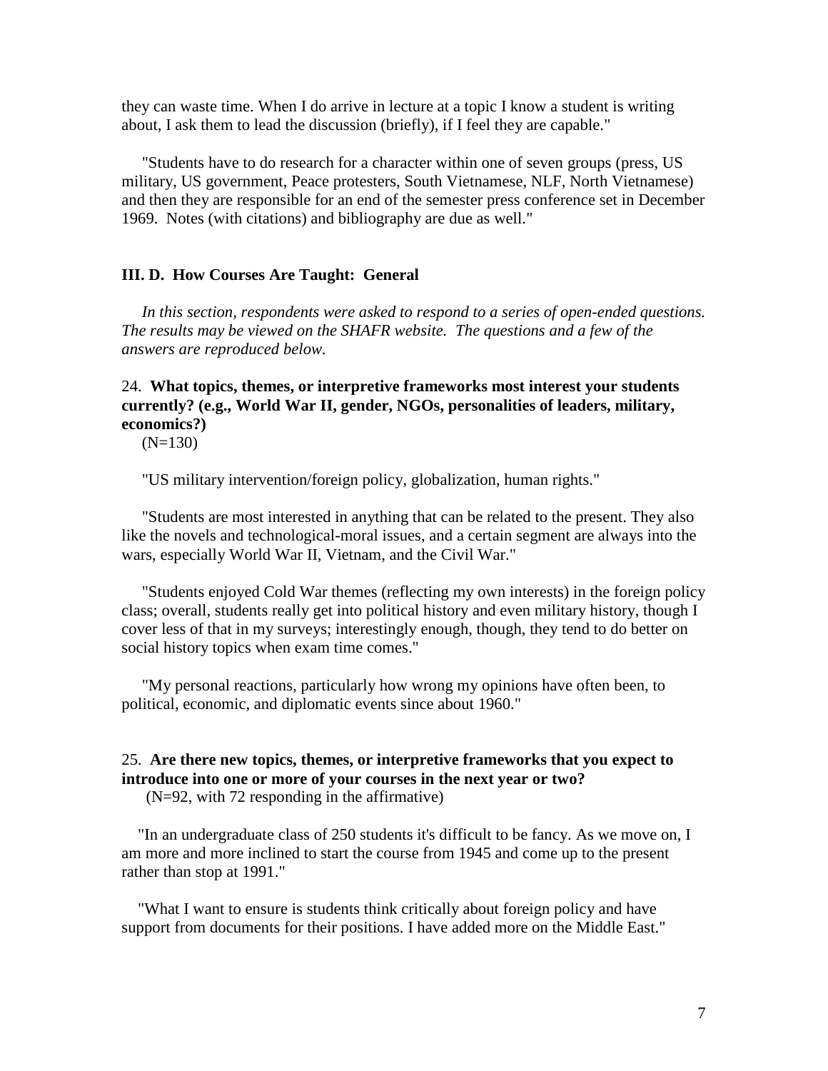they can waste time. When I do arrive in lecture at a topic I know a student is writing about, I ask them to lead the discussion (briefly), if I feel they are capable."

"Students have to do research for a character within one of seven groups (press, US military, US government, Peace protesters, South Vietnamese, NLF, North Vietnamese) and then they are responsible for an end of the semester press conference set in December 1969. Notes (with citations) and bibliography are due as well."

### III. D. How Courses Are Taught: General

*In this section, respondents were asked to respond to a series of open-ended questions. The results may be viewed on the SHAFR website. The questions and a few of the answers are reproduced below.*

24. **What topics, themes, or interpretive frameworks most interest your students currently? (e.g., World War II, gender, NGOs, personalities of leaders, military, economics?)**
(N=130)

"US military intervention/foreign policy, globalization, human rights."

"Students are most interested in anything that can be related to the present. They also like the novels and technological-moral issues, and a certain segment are always into the wars, especially World War II, Vietnam, and the Civil War."

"Students enjoyed Cold War themes (reflecting my own interests) in the foreign policy class; overall, students really get into political history and even military history, though I cover less of that in my surveys; interestingly enough, though, they tend to do better on social history topics when exam time comes."

"My personal reactions, particularly how wrong my opinions have often been, to political, economic, and diplomatic events since about 1960."

25. **Are there new topics, themes, or interpretive frameworks that you expect to introduce into one or more of your courses in the next year or two?**
(N=92, with 72 responding in the affirmative)

"In an undergraduate class of 250 students it's difficult to be fancy. As we move on, I am more and more inclined to start the course from 1945 and come up to the present rather than stop at 1991."

"What I want to ensure is students think critically about foreign policy and have support from documents for their positions. I have added more on the Middle East."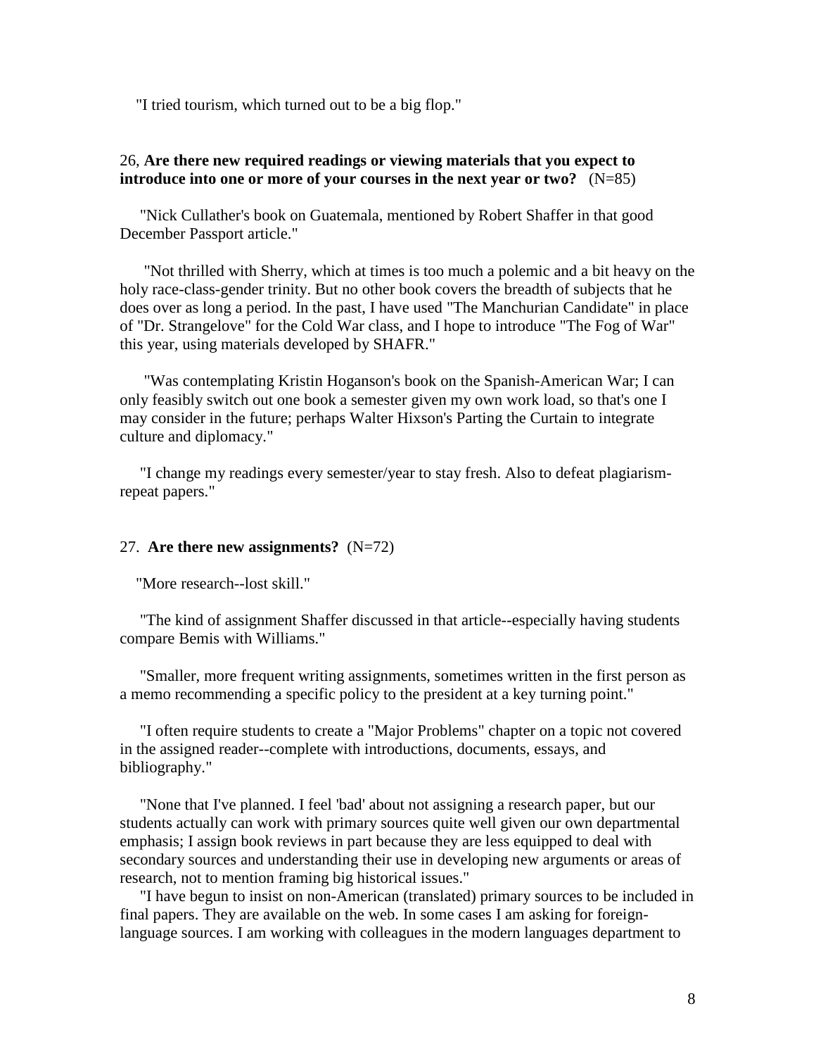"I tried tourism, which turned out to be a big flop."

26, **Are there new required readings or viewing materials that you expect to introduce into one or more of your courses in the next year or two?** (N=85)

"Nick Cullather's book on Guatemala, mentioned by Robert Shaffer in that good December Passport article."

"Not thrilled with Sherry, which at times is too much a polemic and a bit heavy on the holy race-class-gender trinity. But no other book covers the breadth of subjects that he does over as long a period. In the past, I have used "The Manchurian Candidate" in place of "Dr. Strangelove" for the Cold War class, and I hope to introduce "The Fog of War" this year, using materials developed by SHAFR."

"Was contemplating Kristin Hoganson's book on the Spanish-American War; I can only feasibly switch out one book a semester given my own work load, so that's one I may consider in the future; perhaps Walter Hixson's Parting the Curtain to integrate culture and diplomacy."

"I change my readings every semester/year to stay fresh. Also to defeat plagiarism-repeat papers."

27. **Are there new assignments?** (N=72)

"More research--lost skill."

"The kind of assignment Shaffer discussed in that article--especially having students compare Bemis with Williams."

"Smaller, more frequent writing assignments, sometimes written in the first person as a memo recommending a specific policy to the president at a key turning point."

"I often require students to create a "Major Problems" chapter on a topic not covered in the assigned reader--complete with introductions, documents, essays, and bibliography."

"None that I've planned. I feel 'bad' about not assigning a research paper, but our students actually can work with primary sources quite well given our own departmental emphasis; I assign book reviews in part because they are less equipped to deal with secondary sources and understanding their use in developing new arguments or areas of research, not to mention framing big historical issues."

"I have begun to insist on non-American (translated) primary sources to be included in final papers. They are available on the web. In some cases I am asking for foreign-language sources. I am working with colleagues in the modern languages department to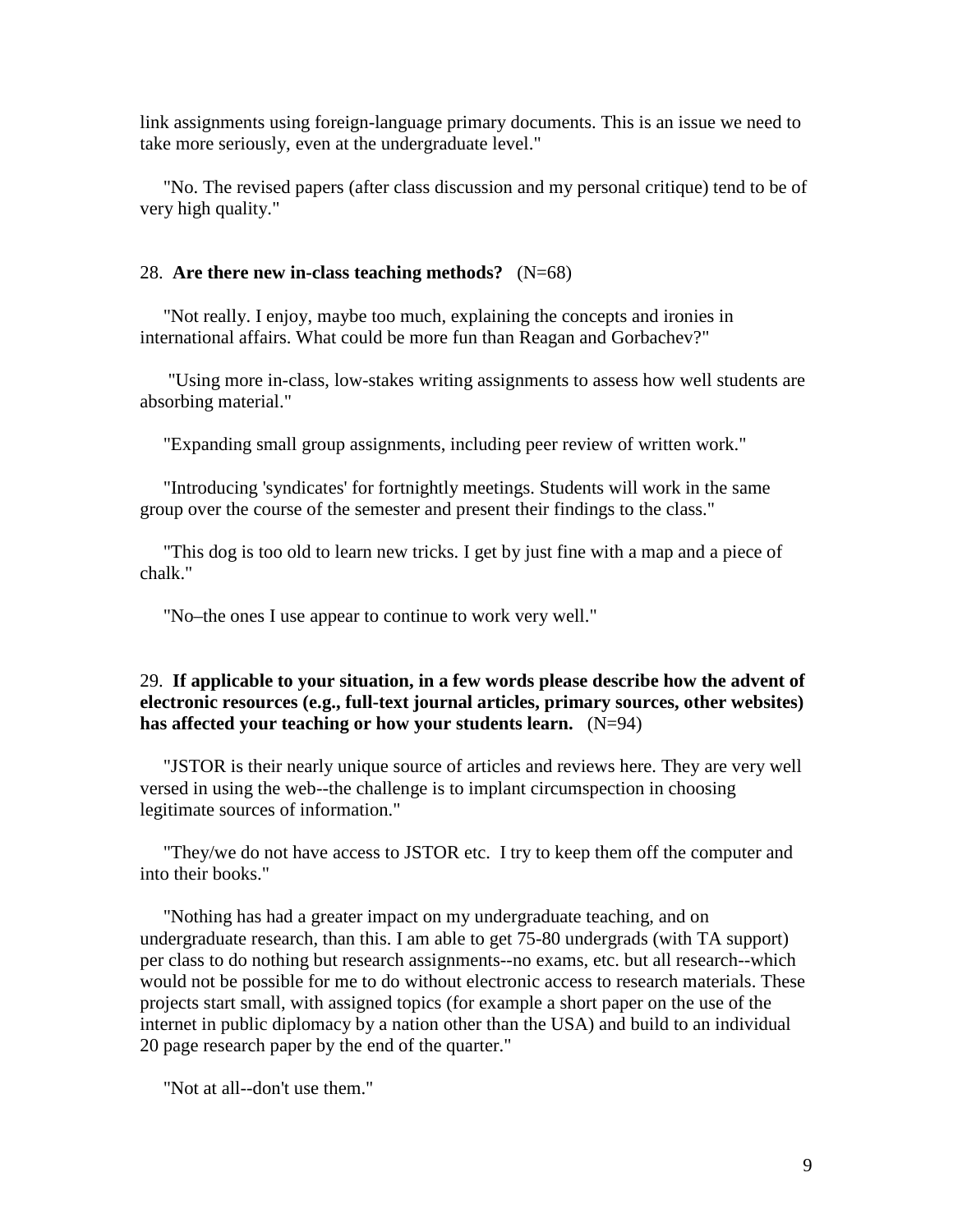link assignments using foreign-language primary documents. This is an issue we need to take more seriously, even at the undergraduate level."

"No. The revised papers (after class discussion and my personal critique) tend to be of very high quality."

28. **Are there new in-class teaching methods?** (N=68)

"Not really. I enjoy, maybe too much, explaining the concepts and ironies in international affairs. What could be more fun than Reagan and Gorbachev?"

"Using more in-class, low-stakes writing assignments to assess how well students are absorbing material."

"Expanding small group assignments, including peer review of written work."

"Introducing 'syndicates' for fortnightly meetings. Students will work in the same group over the course of the semester and present their findings to the class."

"This dog is too old to learn new tricks. I get by just fine with a map and a piece of chalk."

"No–the ones I use appear to continue to work very well."

29. **If applicable to your situation, in a few words please describe how the advent of electronic resources (e.g., full-text journal articles, primary sources, other websites) has affected your teaching or how your students learn.** (N=94)

"JSTOR is their nearly unique source of articles and reviews here. They are very well versed in using the web--the challenge is to implant circumspection in choosing legitimate sources of information."

"They/we do not have access to JSTOR etc. I try to keep them off the computer and into their books."

"Nothing has had a greater impact on my undergraduate teaching, and on undergraduate research, than this. I am able to get 75-80 undergrads (with TA support) per class to do nothing but research assignments--no exams, etc. but all research--which would not be possible for me to do without electronic access to research materials. These projects start small, with assigned topics (for example a short paper on the use of the internet in public diplomacy by a nation other than the USA) and build to an individual 20 page research paper by the end of the quarter."

"Not at all--don't use them."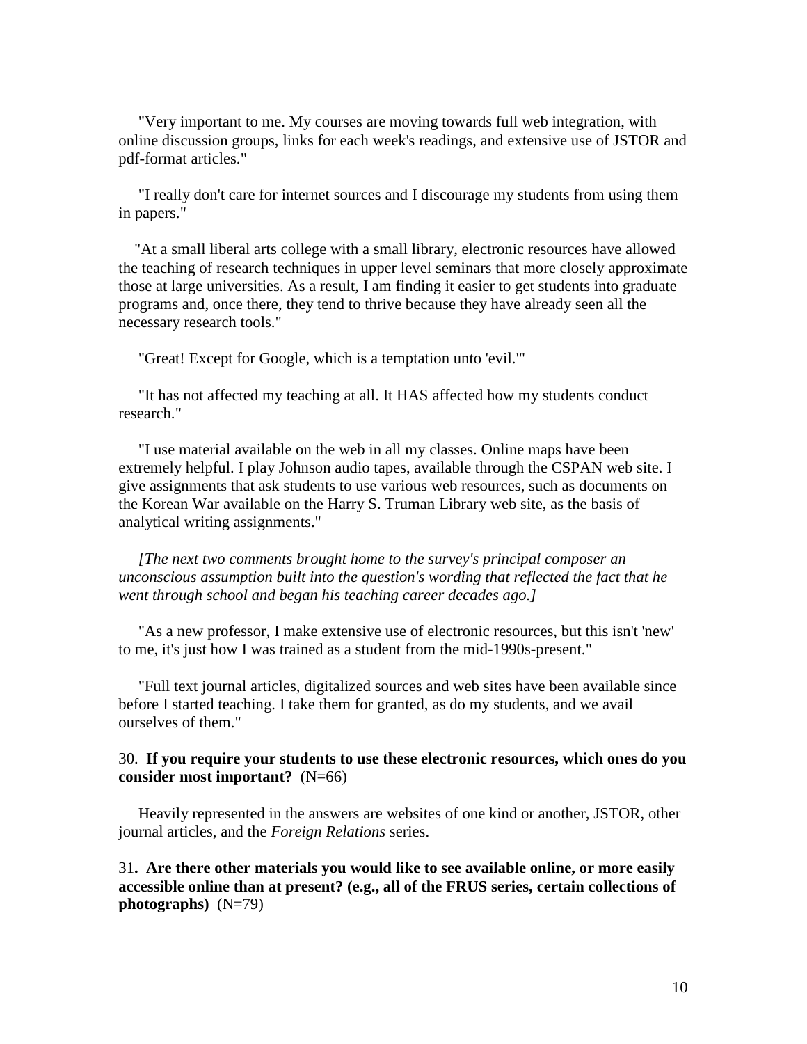"Very important to me. My courses are moving towards full web integration, with online discussion groups, links for each week's readings, and extensive use of JSTOR and pdf-format articles."

"I really don't care for internet sources and I discourage my students from using them in papers."

"At a small liberal arts college with a small library, electronic resources have allowed the teaching of research techniques in upper level seminars that more closely approximate those at large universities. As a result, I am finding it easier to get students into graduate programs and, once there, they tend to thrive because they have already seen all the necessary research tools."

"Great! Except for Google, which is a temptation unto 'evil.'"

"It has not affected my teaching at all. It HAS affected how my students conduct research."

"I use material available on the web in all my classes. Online maps have been extremely helpful. I play Johnson audio tapes, available through the CSPAN web site. I give assignments that ask students to use various web resources, such as documents on the Korean War available on the Harry S. Truman Library web site, as the basis of analytical writing assignments."

*[The next two comments brought home to the survey's principal composer an unconscious assumption built into the question's wording that reflected the fact that he went through school and began his teaching career decades ago.]*

"As a new professor, I make extensive use of electronic resources, but this isn't 'new' to me, it's just how I was trained as a student from the mid-1990s-present."

"Full text journal articles, digitalized sources and web sites have been available since before I started teaching. I take them for granted, as do my students, and we avail ourselves of them."

30. **If you require your students to use these electronic resources, which ones do you consider most important?** (N=66)

Heavily represented in the answers are websites of one kind or another, JSTOR, other journal articles, and the *Foreign Relations* series.

31**. Are there other materials you would like to see available online, or more easily accessible online than at present? (e.g., all of the FRUS series, certain collections of photographs)** (N=79)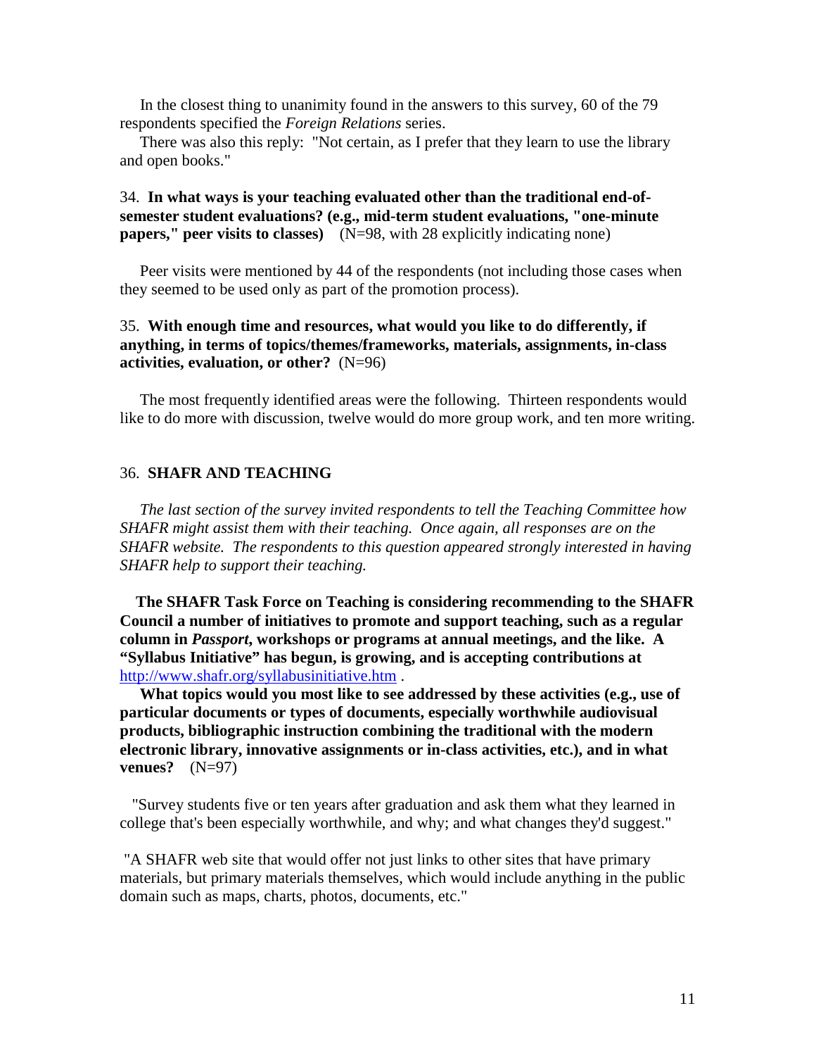In the closest thing to unanimity found in the answers to this survey, 60 of the 79 respondents specified the *Foreign Relations* series.

There was also this reply: "Not certain, as I prefer that they learn to use the library and open books."

34. **In what ways is your teaching evaluated other than the traditional end-of-semester student evaluations? (e.g., mid-term student evaluations, "one-minute papers," peer visits to classes)** (N=98, with 28 explicitly indicating none)

Peer visits were mentioned by 44 of the respondents (not including those cases when they seemed to be used only as part of the promotion process).

35. **With enough time and resources, what would you like to do differently, if anything, in terms of topics/themes/frameworks, materials, assignments, in-class activities, evaluation, or other?** (N=96)

The most frequently identified areas were the following. Thirteen respondents would like to do more with discussion, twelve would do more group work, and ten more writing.

36. **SHAFR AND TEACHING**

*The last section of the survey invited respondents to tell the Teaching Committee how SHAFR might assist them with their teaching. Once again, all responses are on the SHAFR website. The respondents to this question appeared strongly interested in having SHAFR help to support their teaching.*

**The SHAFR Task Force on Teaching is considering recommending to the SHAFR Council a number of initiatives to promote and support teaching, such as a regular column in *Passport*, workshops or programs at annual meetings, and the like. A "Syllabus Initiative" has begun, is growing, and is accepting contributions at** http://www.shafr.org/syllabusinitiative.htm .

**What topics would you most like to see addressed by these activities (e.g., use of particular documents or types of documents, especially worthwhile audiovisual products, bibliographic instruction combining the traditional with the modern electronic library, innovative assignments or in-class activities, etc.), and in what venues?** (N=97)

"Survey students five or ten years after graduation and ask them what they learned in college that's been especially worthwhile, and why; and what changes they'd suggest."

"A SHAFR web site that would offer not just links to other sites that have primary materials, but primary materials themselves, which would include anything in the public domain such as maps, charts, photos, documents, etc."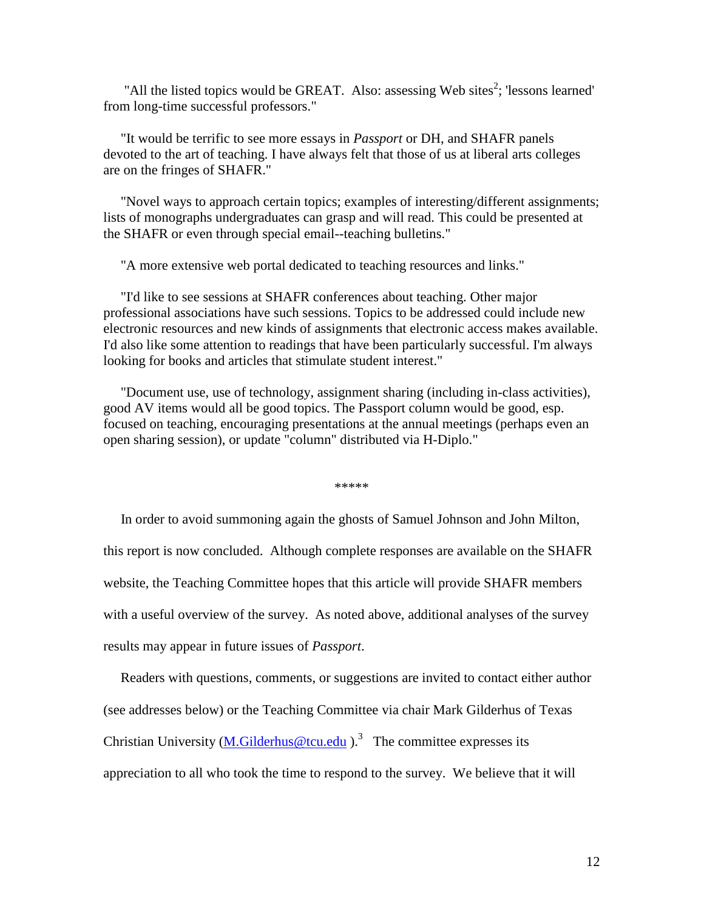"All the listed topics would be GREAT.  Also: assessing Web sites[2]; 'lessons learned' from long-time successful professors."

"It would be terrific to see more essays in *Passport* or DH, and SHAFR panels devoted to the art of teaching. I have always felt that those of us at liberal arts colleges are on the fringes of SHAFR."

"Novel ways to approach certain topics; examples of interesting/different assignments; lists of monographs undergraduates can grasp and will read. This could be presented at the SHAFR or even through special email--teaching bulletins."

"A more extensive web portal dedicated to teaching resources and links."

"I'd like to see sessions at SHAFR conferences about teaching. Other major professional associations have such sessions. Topics to be addressed could include new electronic resources and new kinds of assignments that electronic access makes available. I'd also like some attention to readings that have been particularly successful. I'm always looking for books and articles that stimulate student interest."

"Document use, use of technology, assignment sharing (including in-class activities), good AV items would all be good topics. The Passport column would be good, esp. focused on teaching, encouraging presentations at the annual meetings (perhaps even an open sharing session), or update "column" distributed via H-Diplo."

*****

In order to avoid summoning again the ghosts of Samuel Johnson and John Milton, this report is now concluded.  Although complete responses are available on the SHAFR website, the Teaching Committee hopes that this article will provide SHAFR members with a useful overview of the survey.  As noted above, additional analyses of the survey results may appear in future issues of *Passport*.

Readers with questions, comments, or suggestions are invited to contact either author (see addresses below) or the Teaching Committee via chair Mark Gilderhus of Texas Christian University (M.Gilderhus@tcu.edu ).[3]  The committee expresses its appreciation to all who took the time to respond to the survey.  We believe that it will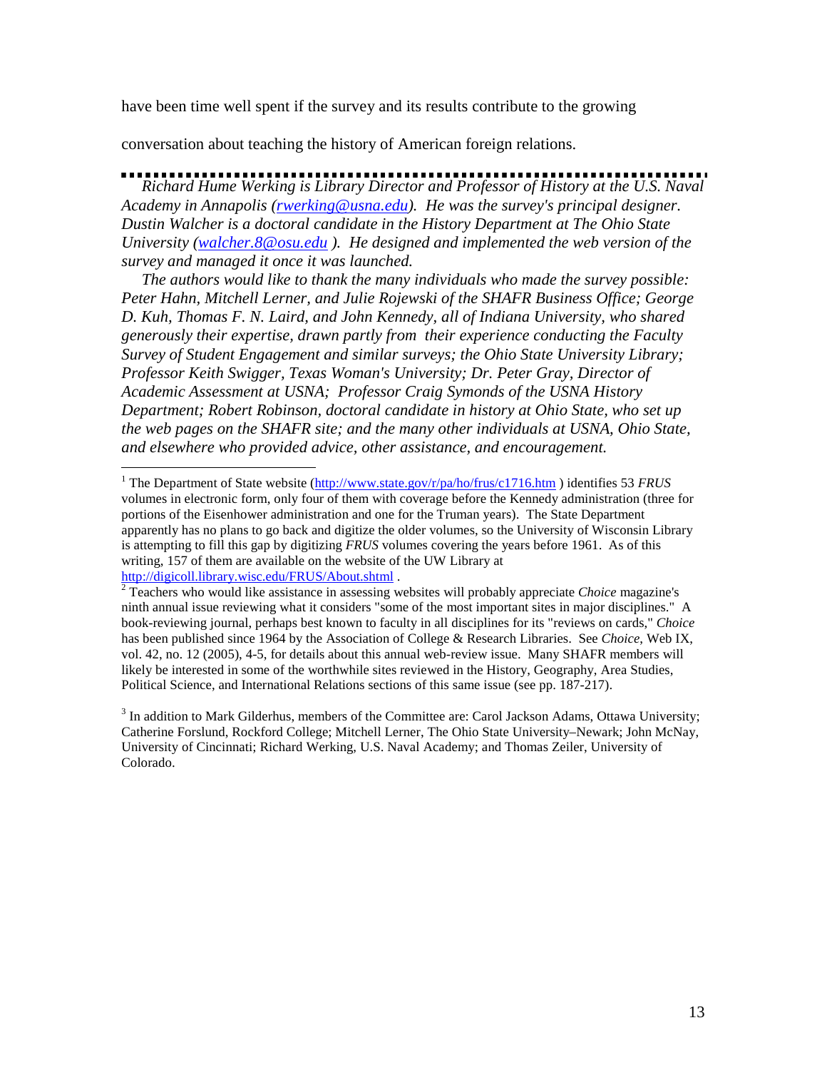have been time well spent if the survey and its results contribute to the growing conversation about teaching the history of American foreign relations.

---

*Richard Hume Werking is Library Director and Professor of History at the U.S. Naval Academy in Annapolis (rwerking@usna.edu). He was the survey's principal designer. Dustin Walcher is a doctoral candidate in the History Department at The Ohio State University (walcher.8@osu.edu ). He designed and implemented the web version of the survey and managed it once it was launched.*

*The authors would like to thank the many individuals who made the survey possible: Peter Hahn, Mitchell Lerner, and Julie Rojewski of the SHAFR Business Office; George D. Kuh, Thomas F. N. Laird, and John Kennedy, all of Indiana University, who shared generously their expertise, drawn partly from their experience conducting the Faculty Survey of Student Engagement and similar surveys; the Ohio State University Library; Professor Keith Swigger, Texas Woman's University; Dr. Peter Gray, Director of Academic Assessment at USNA; Professor Craig Symonds of the USNA History Department; Robert Robinson, doctoral candidate in history at Ohio State, who set up the web pages on the SHAFR site; and the many other individuals at USNA, Ohio State, and elsewhere who provided advice, other assistance, and encouragement.*

---

[1] The Department of State website (http://www.state.gov/r/pa/ho/frus/c1716.htm ) identifies 53 *FRUS* volumes in electronic form, only four of them with coverage before the Kennedy administration (three for portions of the Eisenhower administration and one for the Truman years). The State Department apparently has no plans to go back and digitize the older volumes, so the University of Wisconsin Library is attempting to fill this gap by digitizing *FRUS* volumes covering the years before 1961. As of this writing, 157 of them are available on the website of the UW Library at http://digicoll.library.wisc.edu/FRUS/About.shtml .

[2] Teachers who would like assistance in assessing websites will probably appreciate *Choice* magazine's ninth annual issue reviewing what it considers "some of the most important sites in major disciplines." A book-reviewing journal, perhaps best known to faculty in all disciplines for its "reviews on cards," *Choice* has been published since 1964 by the Association of College & Research Libraries. See *Choice*, Web IX, vol. 42, no. 12 (2005), 4-5, for details about this annual web-review issue. Many SHAFR members will likely be interested in some of the worthwhile sites reviewed in the History, Geography, Area Studies, Political Science, and International Relations sections of this same issue (see pp. 187-217).

[3] In addition to Mark Gilderhus, members of the Committee are: Carol Jackson Adams, Ottawa University; Catherine Forslund, Rockford College; Mitchell Lerner, The Ohio State University–Newark; John McNay, University of Cincinnati; Richard Werking, U.S. Naval Academy; and Thomas Zeiler, University of Colorado.